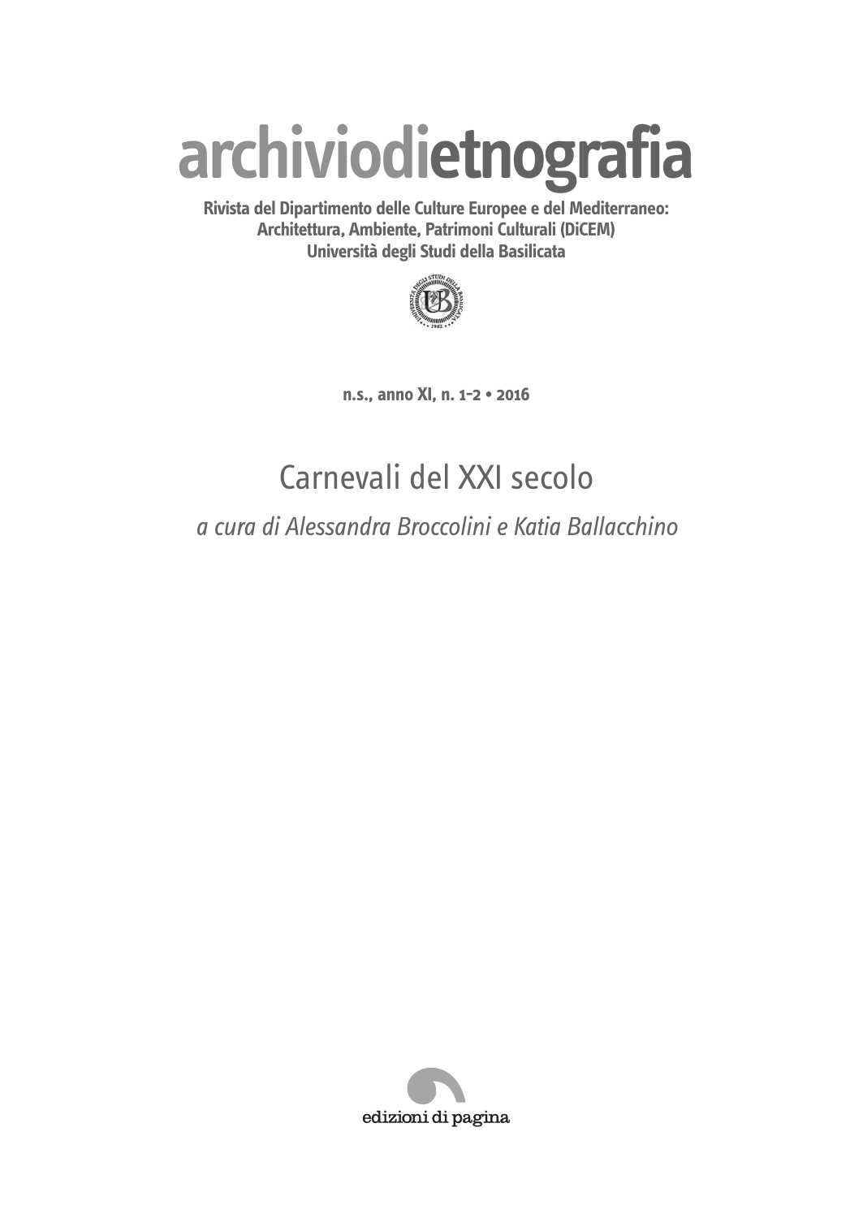# archiviodietnografia

**Rivista del Dipartimento delle Culture Europee e del Mediterraneo: Architettura, Ambiente, Patrimoni Culturali (DiCEM)**
**Università degli Studi della Basilicata**

**n.s., anno XI, n. 1-2 • 2016**

## Carnevali del XXI secolo

*a cura di Alessandra Broccolini e Katia Ballacchino*

edizioni di pagina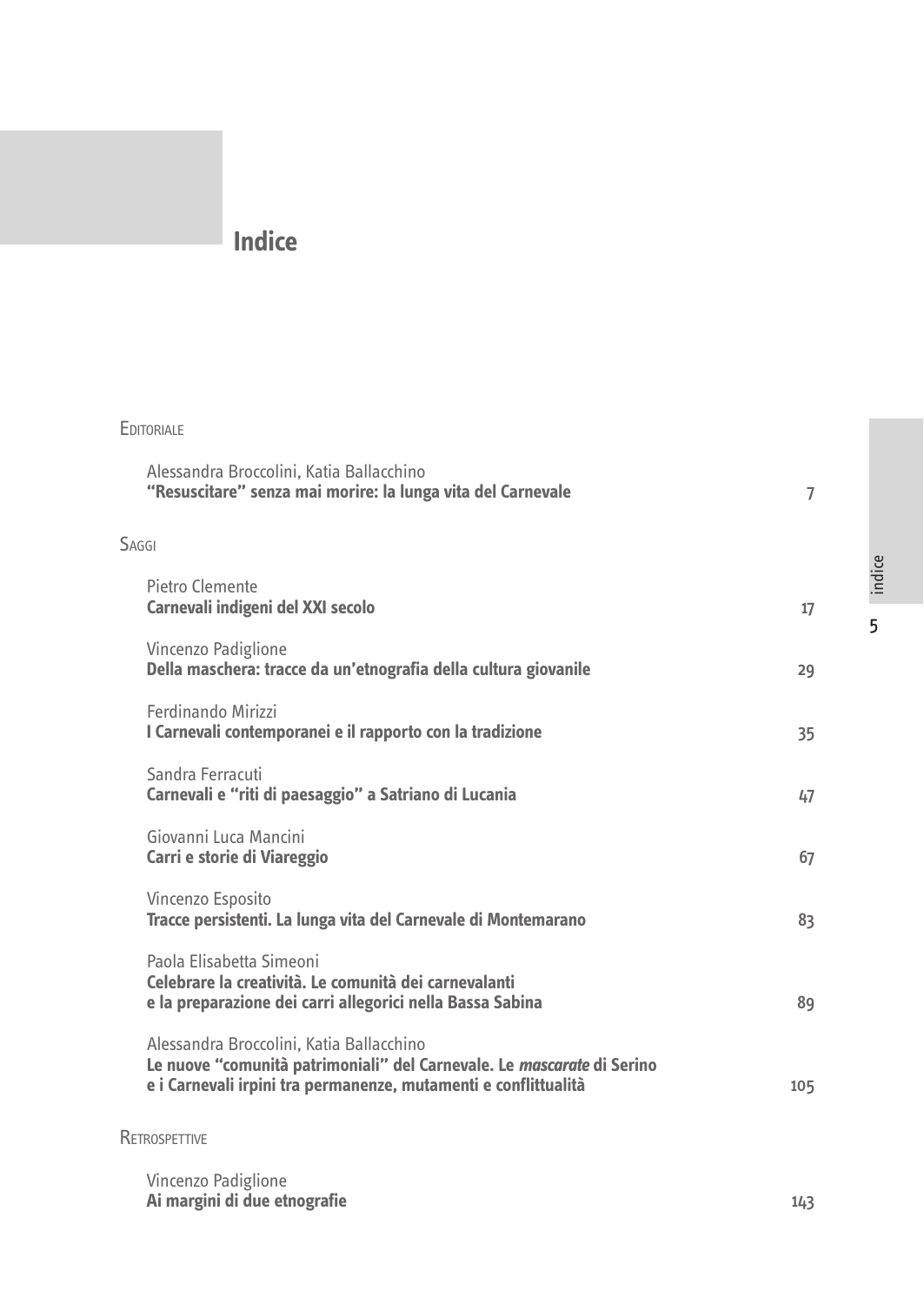# Indice

EDITORIALE

Alessandra Broccolini, Katia Ballacchino
**"Resuscitare" senza mai morire: la lunga vita del Carnevale** 7

SAGGI

Pietro Clemente
**Carnevali indigeni del XXI secolo** 17

Vincenzo Padiglione
**Della maschera: tracce da un'etnografia della cultura giovanile** 29

Ferdinando Mirizzi
**I Carnevali contemporanei e il rapporto con la tradizione** 35

Sandra Ferracuti
**Carnevali e "riti di paesaggio" a Satriano di Lucania** 47

Giovanni Luca Mancini
**Carri e storie di Viareggio** 67

Vincenzo Esposito
**Tracce persistenti. La lunga vita del Carnevale di Montemarano** 83

Paola Elisabetta Simeoni
**Celebrare la creatività. Le comunità dei carnevalanti e la preparazione dei carri allegorici nella Bassa Sabina** 89

Alessandra Broccolini, Katia Ballacchino
**Le nuove "comunità patrimoniali" del Carnevale. Le *mascarate* di Serino e i Carnevali irpini tra permanenze, mutamenti e conflittualità** 105

RETROSPETTIVE

Vincenzo Padiglione
**Ai margini di due etnografie** 143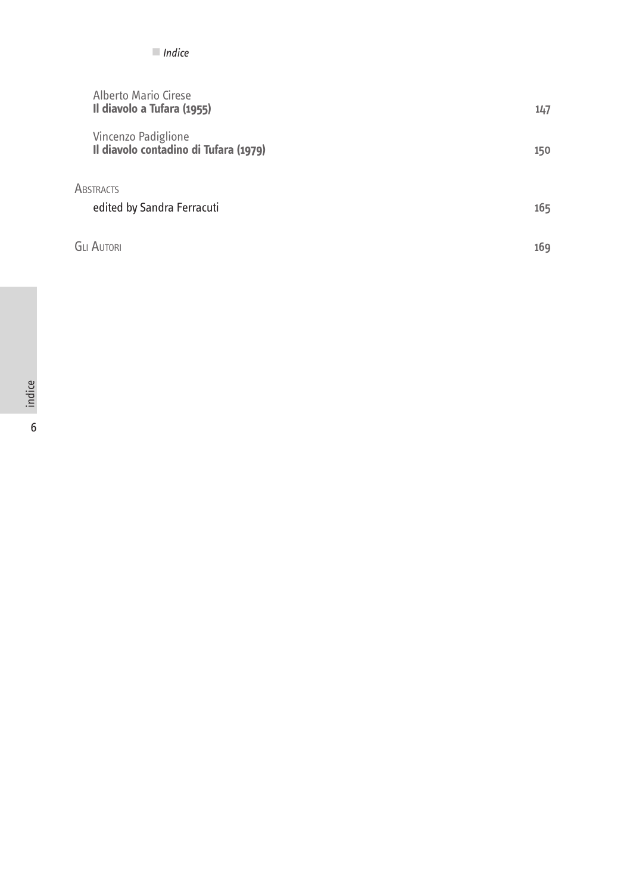Alberto Mario Cirese
**Il diavolo a Tufara (1955)** 147

Vincenzo Padiglione
**Il diavolo contadino di Tufara (1979)** 150

ABSTRACTS

edited by Sandra Ferracuti 165

GLI AUTORI 169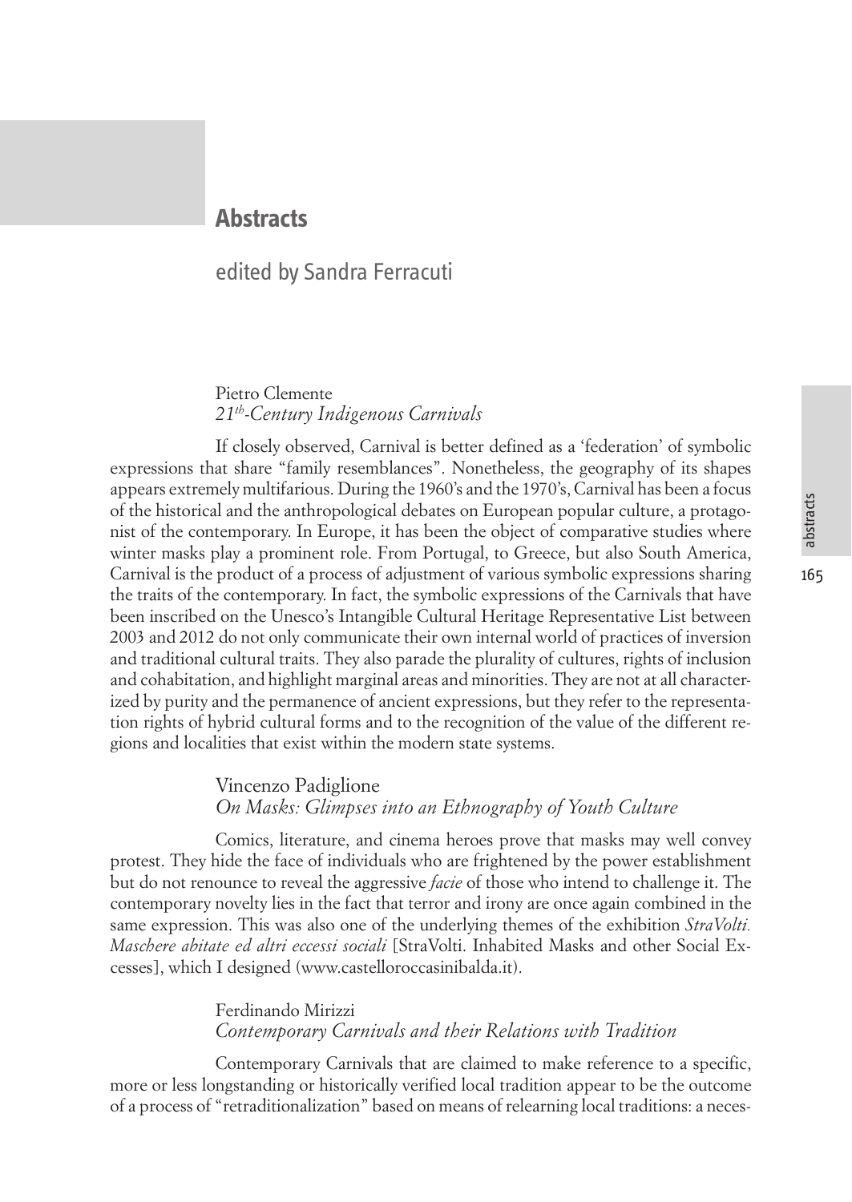# Abstracts

## edited by Sandra Ferracuti

Pietro Clemente
*21th-Century Indigenous Carnivals*

If closely observed, Carnival is better defined as a 'federation' of symbolic expressions that share "family resemblances". Nonetheless, the geography of its shapes appears extremely multifarious. During the 1960's and the 1970's, Carnival has been a focus of the historical and the anthropological debates on European popular culture, a protagonist of the contemporary. In Europe, it has been the object of comparative studies where winter masks play a prominent role. From Portugal, to Greece, but also South America, Carnival is the product of a process of adjustment of various symbolic expressions sharing the traits of the contemporary. In fact, the symbolic expressions of the Carnivals that have been inscribed on the Unesco's Intangible Cultural Heritage Representative List between 2003 and 2012 do not only communicate their own internal world of practices of inversion and traditional cultural traits. They also parade the plurality of cultures, rights of inclusion and cohabitation, and highlight marginal areas and minorities. They are not at all characterized by purity and the permanence of ancient expressions, but they refer to the representation rights of hybrid cultural forms and to the recognition of the value of the different regions and localities that exist within the modern state systems.

Vincenzo Padiglione
*On Masks: Glimpses into an Ethnography of Youth Culture*

Comics, literature, and cinema heroes prove that masks may well convey protest. They hide the face of individuals who are frightened by the power establishment but do not renounce to reveal the aggressive *facie* of those who intend to challenge it. The contemporary novelty lies in the fact that terror and irony are once again combined in the same expression. This was also one of the underlying themes of the exhibition *StraVolti. Maschere abitate ed altri eccessi sociali* [StraVolti. Inhabited Masks and other Social Excesses], which I designed (www.castelloroccasinibalda.it).

Ferdinando Mirizzi
*Contemporary Carnivals and their Relations with Tradition*

Contemporary Carnivals that are claimed to make reference to a specific, more or less longstanding or historically verified local tradition appear to be the outcome of a process of "retraditionalization" based on means of relearning local traditions: a neces-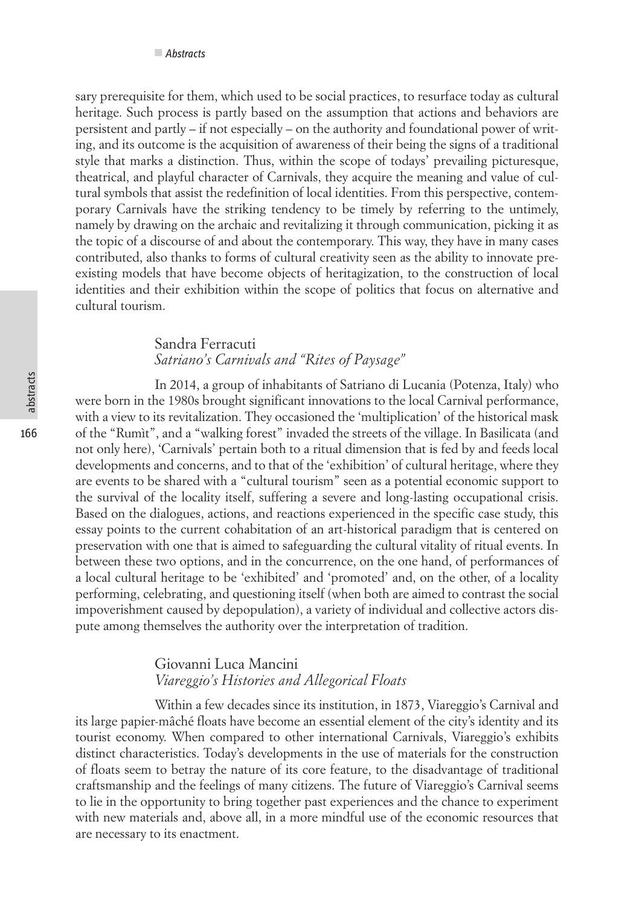sary prerequisite for them, which used to be social practices, to resurface today as cultural heritage. Such process is partly based on the assumption that actions and behaviors are persistent and partly – if not especially – on the authority and foundational power of writing, and its outcome is the acquisition of awareness of their being the signs of a traditional style that marks a distinction. Thus, within the scope of todays' prevailing picturesque, theatrical, and playful character of Carnivals, they acquire the meaning and value of cultural symbols that assist the redefinition of local identities. From this perspective, contemporary Carnivals have the striking tendency to be timely by referring to the untimely, namely by drawing on the archaic and revitalizing it through communication, picking it as the topic of a discourse of and about the contemporary. This way, they have in many cases contributed, also thanks to forms of cultural creativity seen as the ability to innovate preexisting models that have become objects of heritagization, to the construction of local identities and their exhibition within the scope of politics that focus on alternative and cultural tourism.

## Sandra Ferracuti
### *Satriano's Carnivals and "Rites of Paysage"*

In 2014, a group of inhabitants of Satriano di Lucania (Potenza, Italy) who were born in the 1980s brought significant innovations to the local Carnival performance, with a view to its revitalization. They occasioned the 'multiplication' of the historical mask of the "Rumìt", and a "walking forest" invaded the streets of the village. In Basilicata (and not only here), 'Carnivals' pertain both to a ritual dimension that is fed by and feeds local developments and concerns, and to that of the 'exhibition' of cultural heritage, where they are events to be shared with a "cultural tourism" seen as a potential economic support to the survival of the locality itself, suffering a severe and long-lasting occupational crisis. Based on the dialogues, actions, and reactions experienced in the specific case study, this essay points to the current cohabitation of an art-historical paradigm that is centered on preservation with one that is aimed to safeguarding the cultural vitality of ritual events. In between these two options, and in the concurrence, on the one hand, of performances of a local cultural heritage to be 'exhibited' and 'promoted' and, on the other, of a locality performing, celebrating, and questioning itself (when both are aimed to contrast the social impoverishment caused by depopulation), a variety of individual and collective actors dispute among themselves the authority over the interpretation of tradition.

## Giovanni Luca Mancini
### *Viareggio's Histories and Allegorical Floats*

Within a few decades since its institution, in 1873, Viareggio's Carnival and its large papier-mâché floats have become an essential element of the city's identity and its tourist economy. When compared to other international Carnivals, Viareggio's exhibits distinct characteristics. Today's developments in the use of materials for the construction of floats seem to betray the nature of its core feature, to the disadvantage of traditional craftsmanship and the feelings of many citizens. The future of Viareggio's Carnival seems to lie in the opportunity to bring together past experiences and the chance to experiment with new materials and, above all, in a more mindful use of the economic resources that are necessary to its enactment.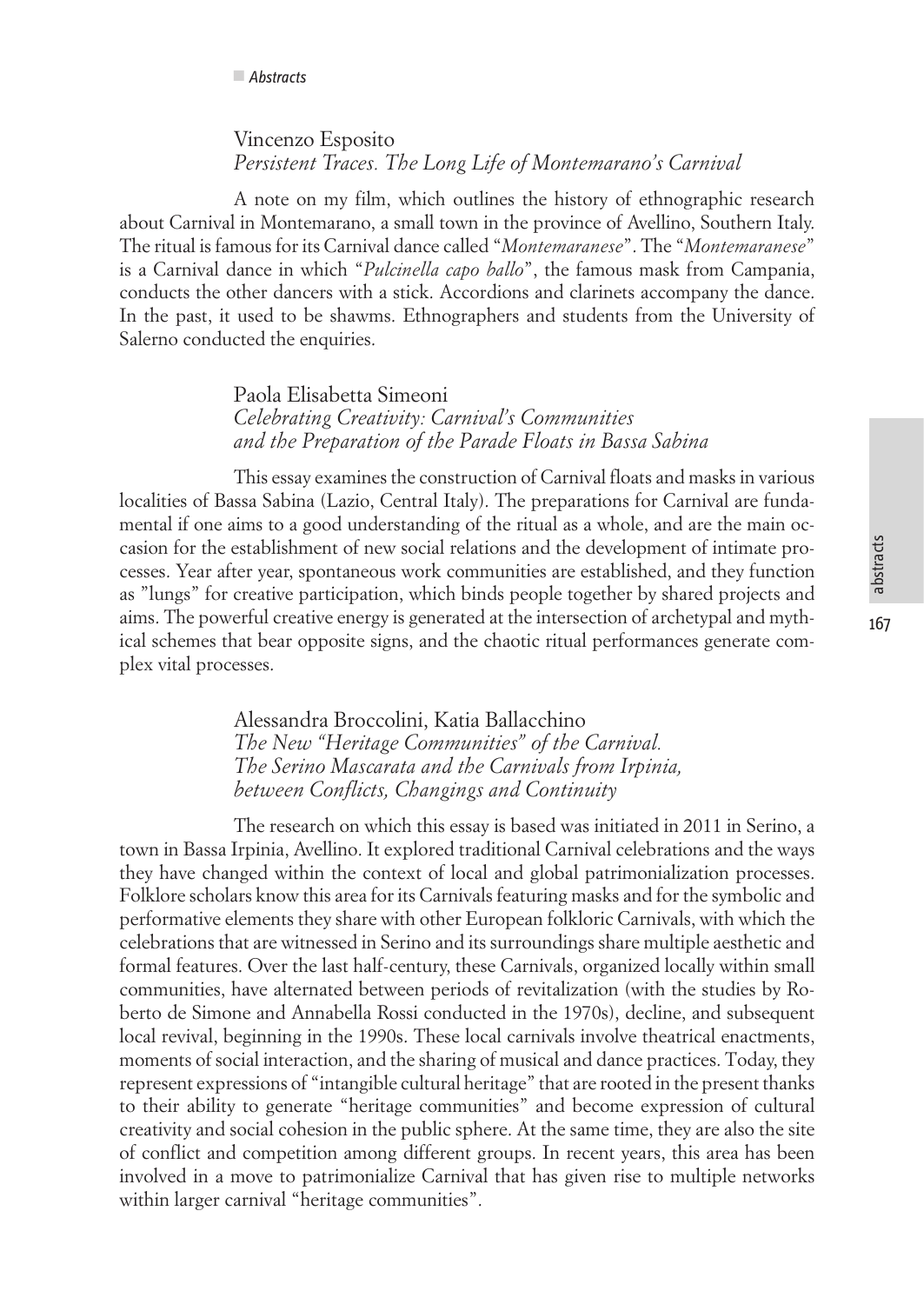### Vincenzo Esposito
*Persistent Traces. The Long Life of Montemarano's Carnival*

A note on my film, which outlines the history of ethnographic research about Carnival in Montemarano, a small town in the province of Avellino, Southern Italy. The ritual is famous for its Carnival dance called "*Montemaranese*". The "*Montemaranese*" is a Carnival dance in which "*Pulcinella capo ballo*", the famous mask from Campania, conducts the other dancers with a stick. Accordions and clarinets accompany the dance. In the past, it used to be shawms. Ethnographers and students from the University of Salerno conducted the enquiries.

### Paola Elisabetta Simeoni
*Celebrating Creativity: Carnival's Communities and the Preparation of the Parade Floats in Bassa Sabina*

This essay examines the construction of Carnival floats and masks in various localities of Bassa Sabina (Lazio, Central Italy). The preparations for Carnival are fundamental if one aims to a good understanding of the ritual as a whole, and are the main occasion for the establishment of new social relations and the development of intimate processes. Year after year, spontaneous work communities are established, and they function as "lungs" for creative participation, which binds people together by shared projects and aims. The powerful creative energy is generated at the intersection of archetypal and mythical schemes that bear opposite signs, and the chaotic ritual performances generate complex vital processes.

### Alessandra Broccolini, Katia Ballacchino
*The New "Heritage Communities" of the Carnival. The Serino Mascarata and the Carnivals from Irpinia, between Conflicts, Changings and Continuity*

The research on which this essay is based was initiated in 2011 in Serino, a town in Bassa Irpinia, Avellino. It explored traditional Carnival celebrations and the ways they have changed within the context of local and global patrimonialization processes. Folklore scholars know this area for its Carnivals featuring masks and for the symbolic and performative elements they share with other European folkloric Carnivals, with which the celebrations that are witnessed in Serino and its surroundings share multiple aesthetic and formal features. Over the last half-century, these Carnivals, organized locally within small communities, have alternated between periods of revitalization (with the studies by Roberto de Simone and Annabella Rossi conducted in the 1970s), decline, and subsequent local revival, beginning in the 1990s. These local carnivals involve theatrical enactments, moments of social interaction, and the sharing of musical and dance practices. Today, they represent expressions of "intangible cultural heritage" that are rooted in the present thanks to their ability to generate "heritage communities" and become expression of cultural creativity and social cohesion in the public sphere. At the same time, they are also the site of conflict and competition among different groups. In recent years, this area has been involved in a move to patrimonialize Carnival that has given rise to multiple networks within larger carnival "heritage communities".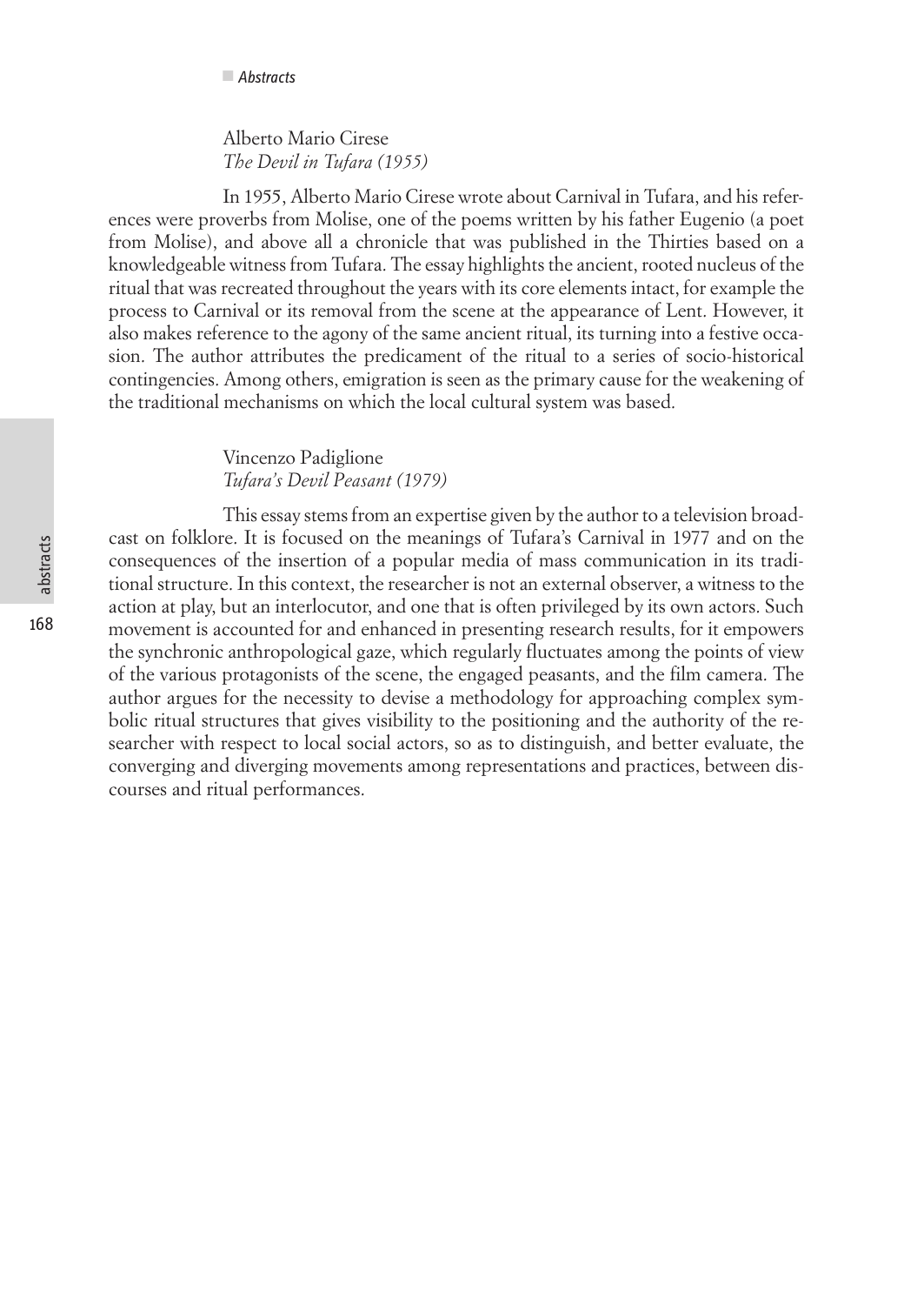Alberto Mario Cirese
*The Devil in Tufara (1955)*

In 1955, Alberto Mario Cirese wrote about Carnival in Tufara, and his references were proverbs from Molise, one of the poems written by his father Eugenio (a poet from Molise), and above all a chronicle that was published in the Thirties based on a knowledgeable witness from Tufara. The essay highlights the ancient, rooted nucleus of the ritual that was recreated throughout the years with its core elements intact, for example the process to Carnival or its removal from the scene at the appearance of Lent. However, it also makes reference to the agony of the same ancient ritual, its turning into a festive occasion. The author attributes the predicament of the ritual to a series of socio-historical contingencies. Among others, emigration is seen as the primary cause for the weakening of the traditional mechanisms on which the local cultural system was based.

Vincenzo Padiglione
*Tufara's Devil Peasant (1979)*

This essay stems from an expertise given by the author to a television broadcast on folklore. It is focused on the meanings of Tufara's Carnival in 1977 and on the consequences of the insertion of a popular media of mass communication in its traditional structure. In this context, the researcher is not an external observer, a witness to the action at play, but an interlocutor, and one that is often privileged by its own actors. Such movement is accounted for and enhanced in presenting research results, for it empowers the synchronic anthropological gaze, which regularly fluctuates among the points of view of the various protagonists of the scene, the engaged peasants, and the film camera. The author argues for the necessity to devise a methodology for approaching complex symbolic ritual structures that gives visibility to the positioning and the authority of the researcher with respect to local social actors, so as to distinguish, and better evaluate, the converging and diverging movements among representations and practices, between discourses and ritual performances.